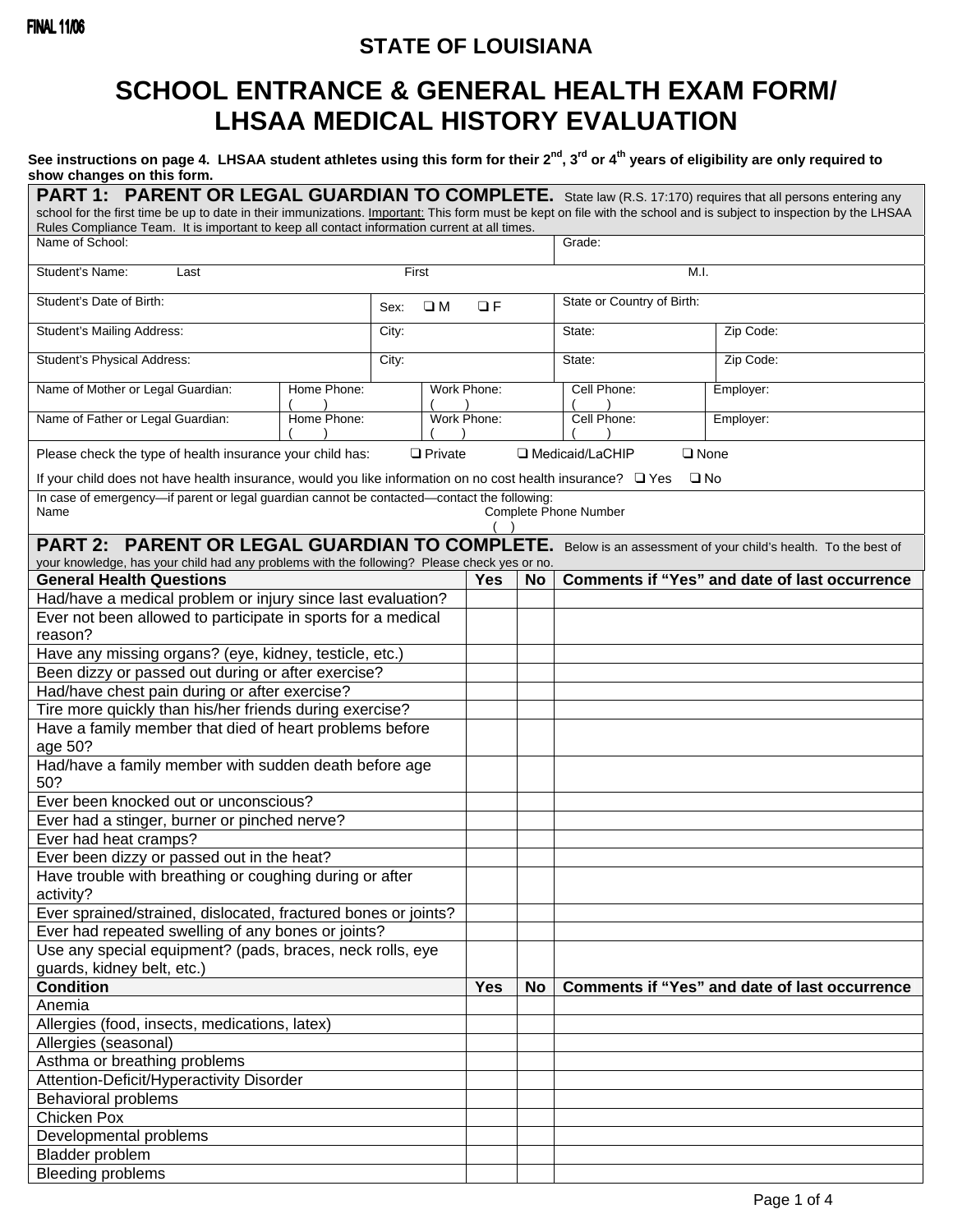FINAL 11/06

# STATE OF LOUISIANA

# SCHOOL ENTRANCE & GENERAL HEALTH EXAM FORM/ LHSAA MEDICAL HISTORY EVALUATION

**See instructions on page 4. LHSAA student athletes using this form for their 2nd, 3rd or 4th years of eligibility are only required to show changes on this form.**

## PART 1: PARENT OR LEGAL GUARDIAN TO COMPLETE.

State law (R.S. 17:170) requires that all persons entering any school for the first time be up to date in their immunizations. Important: This form must be kept on file with the school and is subject to inspection by the LHSAA Rules Compliance Team. It is important to keep all contact information current at all times.

| Name of School: | | | Grade: | |
|---|---|---|---|---|
| Student's Name: Last | | First | M.I. | |
| Student's Date of Birth: | | Sex: ❑ M ❑ F | State or Country of Birth: | |
| Student's Mailing Address: | | City: | State: | Zip Code: |
| Student's Physical Address: | | City: | State: | Zip Code: |

| Name of Mother or Legal Guardian: | Home Phone: ( ) | Work Phone: ( ) | Cell Phone: ( ) | Employer: |
|---|---|---|---|---|
| Name of Father or Legal Guardian: | Home Phone: ( ) | Work Phone: ( ) | Cell Phone: ( ) | Employer: |

Please check the type of health insurance your child has: ❑ Private ❑ Medicaid/LaCHIP ❑ None

If your child does not have health insurance, would you like information on no cost health insurance? ❑ Yes ❑ No

In case of emergency—if parent or legal guardian cannot be contacted—contact the following:

Name | Complete Phone Number ( )

## PART 2: PARENT OR LEGAL GUARDIAN TO COMPLETE.

Below is an assessment of your child's health. To the best of your knowledge, has your child had any problems with the following? Please check yes or no.

| General Health Questions | Yes | No | Comments if "Yes" and date of last occurrence |
|---|---|---|---|
| Had/have a medical problem or injury since last evaluation? | | | |
| Ever not been allowed to participate in sports for a medical reason? | | | |
| Have any missing organs? (eye, kidney, testicle, etc.) | | | |
| Been dizzy or passed out during or after exercise? | | | |
| Had/have chest pain during or after exercise? | | | |
| Tire more quickly than his/her friends during exercise? | | | |
| Have a family member that died of heart problems before age 50? | | | |
| Had/have a family member with sudden death before age 50? | | | |
| Ever been knocked out or unconscious? | | | |
| Ever had a stinger, burner or pinched nerve? | | | |
| Ever had heat cramps? | | | |
| Ever been dizzy or passed out in the heat? | | | |
| Have trouble with breathing or coughing during or after activity? | | | |
| Ever sprained/strained, dislocated, fractured bones or joints? | | | |
| Ever had repeated swelling of any bones or joints? | | | |
| Use any special equipment? (pads, braces, neck rolls, eye guards, kidney belt, etc.) | | | |
| **Condition** | **Yes** | **No** | **Comments if "Yes" and date of last occurrence** |
| Anemia | | | |
| Allergies (food, insects, medications, latex) | | | |
| Allergies (seasonal) | | | |
| Asthma or breathing problems | | | |
| Attention-Deficit/Hyperactivity Disorder | | | |
| Behavioral problems | | | |
| Chicken Pox | | | |
| Developmental problems | | | |
| Bladder problem | | | |
| Bleeding problems | | | |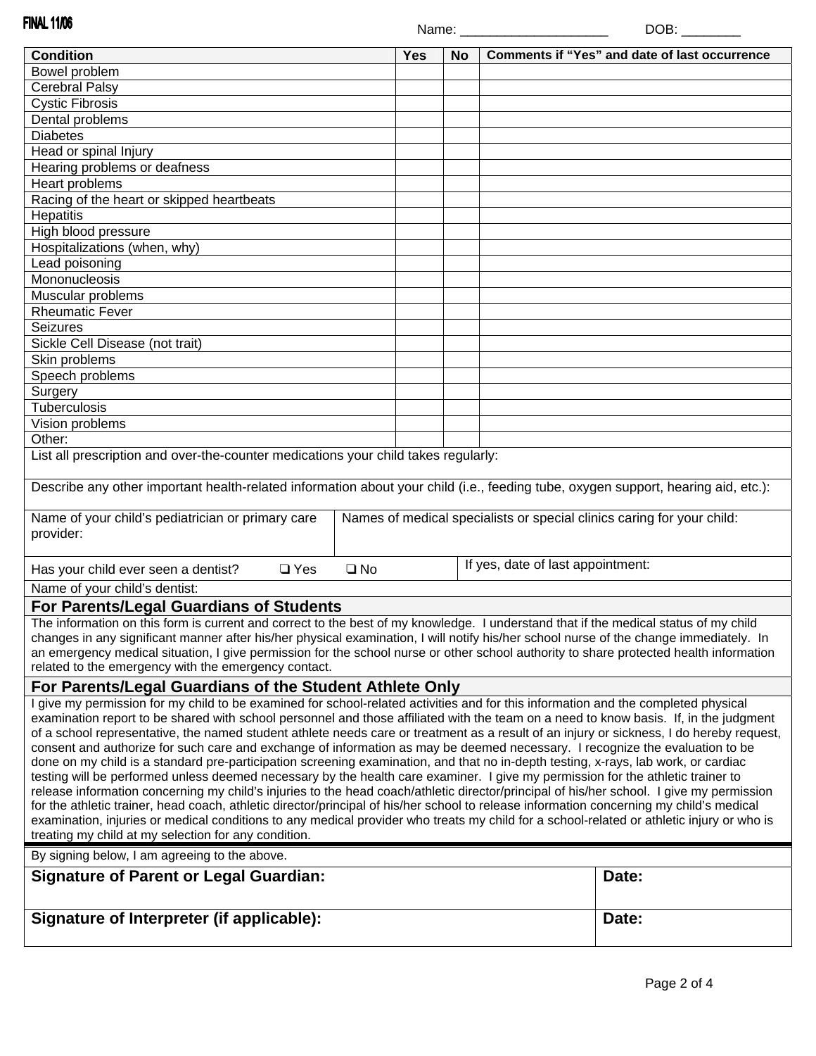FINAL 11/06

Name: ____________________ DOB: ________

| Condition | Yes | No | Comments if "Yes" and date of last occurrence |
| --- | --- | --- | --- |
| Bowel problem | | | |
| Cerebral Palsy | | | |
| Cystic Fibrosis | | | |
| Dental problems | | | |
| Diabetes | | | |
| Head or spinal Injury | | | |
| Hearing problems or deafness | | | |
| Heart problems | | | |
| Racing of the heart or skipped heartbeats | | | |
| Hepatitis | | | |
| High blood pressure | | | |
| Hospitalizations (when, why) | | | |
| Lead poisoning | | | |
| Mononucleosis | | | |
| Muscular problems | | | |
| Rheumatic Fever | | | |
| Seizures | | | |
| Sickle Cell Disease (not trait) | | | |
| Skin problems | | | |
| Speech problems | | | |
| Surgery | | | |
| Tuberculosis | | | |
| Vision problems | | | |
| Other: | | | |

List all prescription and over-the-counter medications your child takes regularly:

Describe any other important health-related information about your child (i.e., feeding tube, oxygen support, hearing aid, etc.):

| Name of your child's pediatrician or primary care provider: | Names of medical specialists or special clinics caring for your child: |
| --- | --- |
| | |

| Has your child ever seen a dentist? ❑ Yes ❑ No | If yes, date of last appointment: |
| --- | --- |

Name of your child's dentist:

## For Parents/Legal Guardians of Students

The information on this form is current and correct to the best of my knowledge. I understand that if the medical status of my child changes in any significant manner after his/her physical examination, I will notify his/her school nurse of the change immediately. In an emergency medical situation, I give permission for the school nurse or other school authority to share protected health information related to the emergency with the emergency contact.

## For Parents/Legal Guardians of the Student Athlete Only

I give my permission for my child to be examined for school-related activities and for this information and the completed physical examination report to be shared with school personnel and those affiliated with the team on a need to know basis. If, in the judgment of a school representative, the named student athlete needs care or treatment as a result of an injury or sickness, I do hereby request, consent and authorize for such care and exchange of information as may be deemed necessary. I recognize the evaluation to be done on my child is a standard pre-participation screening examination, and that no in-depth testing, x-rays, lab work, or cardiac testing will be performed unless deemed necessary by the health care examiner. I give my permission for the athletic trainer to release information concerning my child's injuries to the head coach/athletic director/principal of his/her school. I give my permission for the athletic trainer, head coach, athletic director/principal of his/her school to release information concerning my child's medical examination, injuries or medical conditions to any medical provider who treats my child for a school-related or athletic injury or who is treating my child at my selection for any condition.

By signing below, I am agreeing to the above.

| **Signature of Parent or Legal Guardian:** | **Date:** |
| --- | --- |
| **Signature of Interpreter (if applicable):** | **Date:** |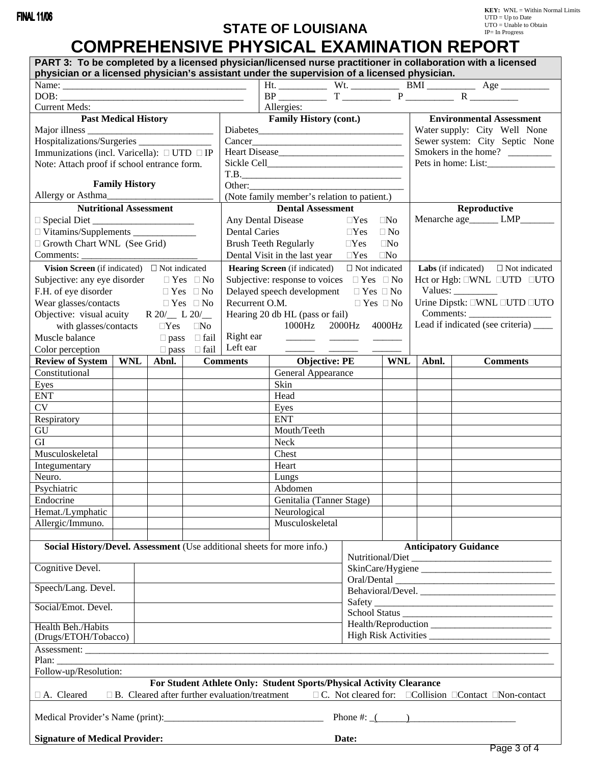FINAL 11/06

**KEY:** WNL = Within Normal Limits
UTD = Up to Date
UTO = Unable to Obtain
IP= In Progress

# STATE OF LOUISIANA
# COMPREHENSIVE PHYSICAL EXAMINATION REPORT

**PART 3: To be completed by a licensed physician/licensed nurse practitioner in collaboration with a licensed physician or a licensed physician's assistant under the supervision of a licensed physician.**

Name: ______________________________________ Ht. __________ Wt. __________ BMI __________ Age __________

DOB: ______________________________________ BP __________ T __________ P __________ R __________

Current Meds: Allergies:

| Past Medical History | Family History (cont.) | Environmental Assessment |
|---|---|---|
| Major illness __________________________ | Diabetes______________________________ | Water supply: City Well None |
| Hospitalizations/Surgeries _______________ | Cancer_______________________________ | Sewer system: City Septic None |
| Immunizations (incl. Varicella): ☐ UTD ☐ IP | Heart Disease__________________________ | Smokers in the home? _________ |
| Note: Attach proof if school entrance form. | Sickle Cell____________________________ | Pets in home: List:______________ |
| | T.B.__________________________________ | |
| **Family History** | Other:________________________________ | |
| Allergy or Asthma______________________ | (Note family member's relation to patient.) | |

| Nutritional Assessment | Dental Assessment | Reproductive |
|---|---|---|
| ☐ Special Diet _____________________ | Any Dental Disease ☐Yes ☐No | Menarche age______ LMP_______ |
| ☐ Vitamins/Supplements _____________ | Dental Caries ☐Yes ☐ No | |
| ☐ Growth Chart WNL (See Grid) | Brush Teeth Regularly ☐Yes ☐No | |
| Comments: ________________________ | Dental Visit in the last year ☐Yes ☐No | |

| **Vision Screen** (if indicated) ☐ Not indicated | **Hearing Screen** (if indicated) ☐ Not indicated | **Labs** (if indicated) ☐ Not indicated |
|---|---|---|
| Subjective: any eye disorder ☐ Yes ☐ No | Subjective: response to voices ☐ Yes ☐ No | Hct or Hgb: ☐WNL ☐UTD ☐UTO |
| F.H. of eye disorder ☐ Yes ☐ No | Delayed speech development ☐ Yes ☐ No | Values: _________ |
| Wear glasses/contacts ☐ Yes ☐ No | Recurrent O.M. ☐ Yes ☐ No | Urine Dipstk: ☐WNL ☐UTD ☐UTO |
| Objective: visual acuity R 20/__ L 20/__ | Hearing 20 db HL (pass or fail) | Comments: _________________ |
| with glasses/contacts ☐Yes ☐No | 1000Hz 2000Hz 4000Hz | Lead if indicated (see criteria) ____ |
| Muscle balance ☐ pass ☐ fail | Right ear ______ ______ ______ | |
| Color perception ☐ pass ☐ fail | Left ear ______ ______ ______ | |

| Review of System | WNL | Abnl. | Comments | Objective: PE | WNL | Abnl. | Comments |
|---|---|---|---|---|---|---|---|
| Constitutional | | | | General Appearance | | | |
| Eyes | | | | Skin | | | |
| ENT | | | | Head | | | |
| CV | | | | Eyes | | | |
| Respiratory | | | | ENT | | | |
| GU | | | | Mouth/Teeth | | | |
| GI | | | | Neck | | | |
| Musculoskeletal | | | | Chest | | | |
| Integumentary | | | | Heart | | | |
| Neuro. | | | | Lungs | | | |
| Psychiatric | | | | Abdomen | | | |
| Endocrine | | | | Genitalia (Tanner Stage) | | | |
| Hemat./Lymphatic | | | | Neurological | | | |
| Allergic/Immuno. | | | | Musculoskeletal | | | |
| | | | | | | | |

| **Social History/Devel. Assessment** (Use additional sheets for more info.) | | **Anticipatory Guidance** |
|---|---|---|
| | | Nutritional/Diet ____________________________ |
| Cognitive Devel. | | SkinCare/Hygiene ___________________________ |
| | | Oral/Dental _______________________________ |
| Speech/Lang. Devel. | | Behavioral/Devel. ___________________________ |
| | | Safety ____________________________________ |
| Social/Emot. Devel. | | School Status ______________________________ |
| Health Beh./Habits (Drugs/ETOH/Tobacco) | | Health/Reproduction _________________________ |
| | | High Risk Activities _________________________ |

Assessment: ______________________________________________________________________________________

Plan: ___________________________________________________________________________________________

Follow-up/Resolution:

**For Student Athlete Only: Student Sports/Physical Activity Clearance**

☐ A. Cleared ☐ B. Cleared after further evaluation/treatment ☐ C. Not cleared for: ☐Collision ☐Contact ☐Non-contact

Medical Provider's Name (print):_________________________________ Phone #: _(______)______________________

**Signature of Medical Provider:** **Date:**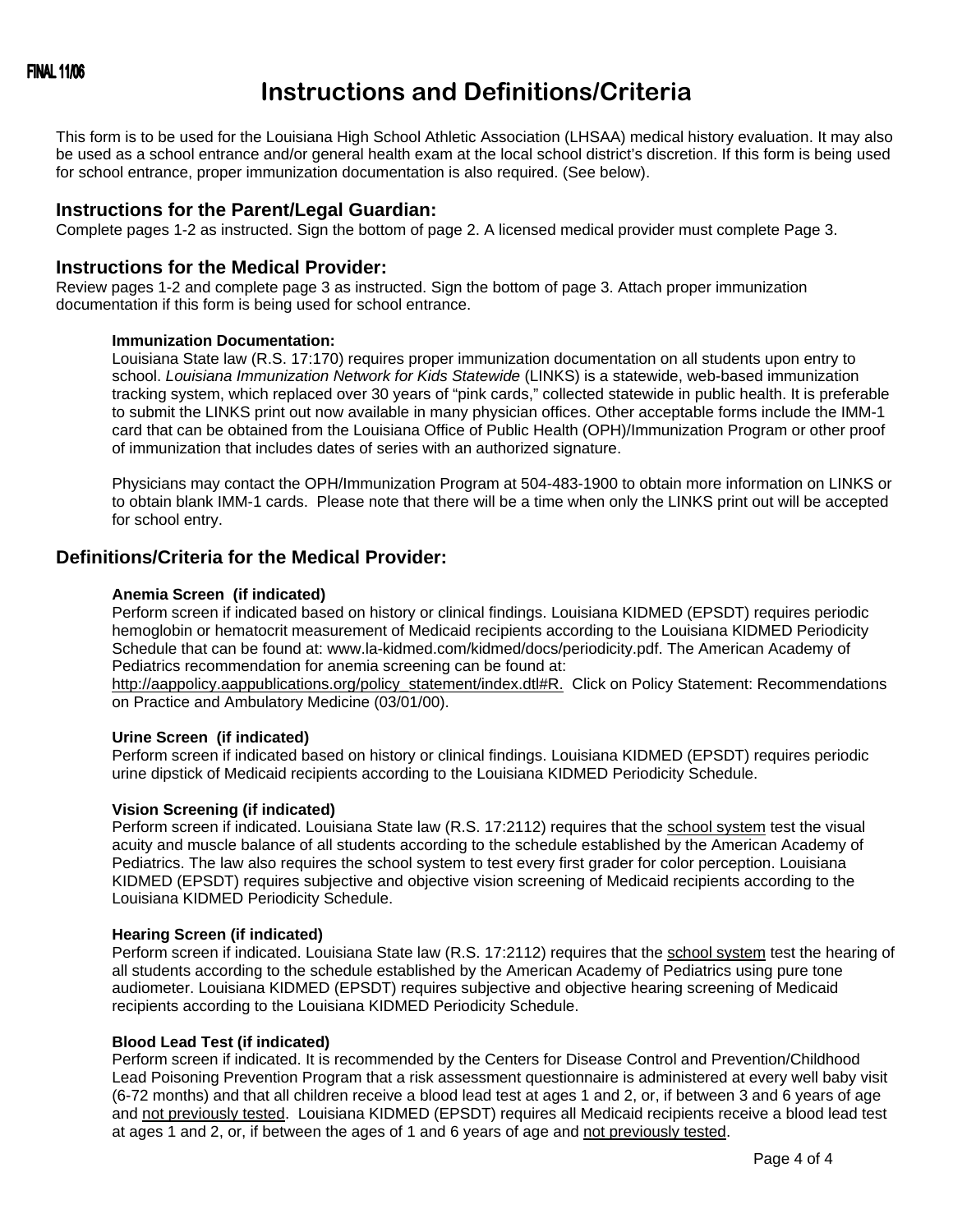FINAL 11/06

# Instructions and Definitions/Criteria

This form is to be used for the Louisiana High School Athletic Association (LHSAA) medical history evaluation. It may also be used as a school entrance and/or general health exam at the local school district's discretion. If this form is being used for school entrance, proper immunization documentation is also required. (See below).

## Instructions for the Parent/Legal Guardian:

Complete pages 1-2 as instructed. Sign the bottom of page 2. A licensed medical provider must complete Page 3.

## Instructions for the Medical Provider:

Review pages 1-2 and complete page 3 as instructed. Sign the bottom of page 3. Attach proper immunization documentation if this form is being used for school entrance.

**Immunization Documentation:**
Louisiana State law (R.S. 17:170) requires proper immunization documentation on all students upon entry to school. *Louisiana Immunization Network for Kids Statewide* (LINKS) is a statewide, web-based immunization tracking system, which replaced over 30 years of "pink cards," collected statewide in public health. It is preferable to submit the LINKS print out now available in many physician offices. Other acceptable forms include the IMM-1 card that can be obtained from the Louisiana Office of Public Health (OPH)/Immunization Program or other proof of immunization that includes dates of series with an authorized signature.

Physicians may contact the OPH/Immunization Program at 504-483-1900 to obtain more information on LINKS or to obtain blank IMM-1 cards. Please note that there will be a time when only the LINKS print out will be accepted for school entry.

## Definitions/Criteria for the Medical Provider:

**Anemia Screen (if indicated)**
Perform screen if indicated based on history or clinical findings. Louisiana KIDMED (EPSDT) requires periodic hemoglobin or hematocrit measurement of Medicaid recipients according to the Louisiana KIDMED Periodicity Schedule that can be found at: www.la-kidmed.com/kidmed/docs/periodicity.pdf. The American Academy of Pediatrics recommendation for anemia screening can be found at:
http://aappolicy.aappublications.org/policy_statement/index.dtl#R. Click on Policy Statement: Recommendations on Practice and Ambulatory Medicine (03/01/00).

**Urine Screen (if indicated)**
Perform screen if indicated based on history or clinical findings. Louisiana KIDMED (EPSDT) requires periodic urine dipstick of Medicaid recipients according to the Louisiana KIDMED Periodicity Schedule.

**Vision Screening (if indicated)**
Perform screen if indicated. Louisiana State law (R.S. 17:2112) requires that the school system test the visual acuity and muscle balance of all students according to the schedule established by the American Academy of Pediatrics. The law also requires the school system to test every first grader for color perception. Louisiana KIDMED (EPSDT) requires subjective and objective vision screening of Medicaid recipients according to the Louisiana KIDMED Periodicity Schedule.

**Hearing Screen (if indicated)**
Perform screen if indicated. Louisiana State law (R.S. 17:2112) requires that the school system test the hearing of all students according to the schedule established by the American Academy of Pediatrics using pure tone audiometer. Louisiana KIDMED (EPSDT) requires subjective and objective hearing screening of Medicaid recipients according to the Louisiana KIDMED Periodicity Schedule.

**Blood Lead Test (if indicated)**
Perform screen if indicated. It is recommended by the Centers for Disease Control and Prevention/Childhood Lead Poisoning Prevention Program that a risk assessment questionnaire is administered at every well baby visit (6-72 months) and that all children receive a blood lead test at ages 1 and 2, or, if between 3 and 6 years of age and not previously tested. Louisiana KIDMED (EPSDT) requires all Medicaid recipients receive a blood lead test at ages 1 and 2, or, if between the ages of 1 and 6 years of age and not previously tested.